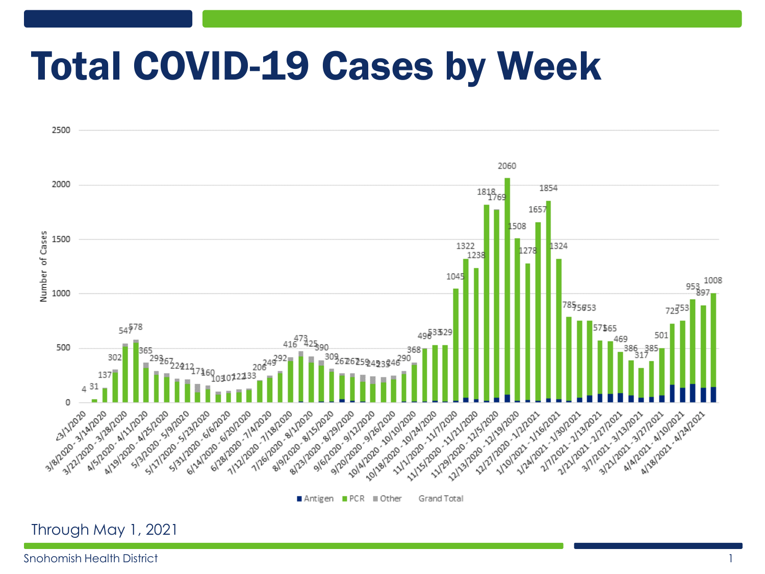# Total COVID-19 Cases by Week

Number of Cases

2500
2000
1500
1000
500
0

4 31 137 302 547 578 365 293 267 224 212 171 160 103 107 122 133 206 249 292 416 473 425 390 309 267 267 259 245 235 246 290 368 496 533 529 1045 1322 1238 1818 1769 2060 1508 1278 1657 1854 1324 785 756 753 571 565 469 386 317 385 501 725 753 953 897 1008

<3/1/2020, 3/8/2020 - 3/14/2020, 3/22/2020 - 3/28/2020, 4/5/2020 - 4/11/2020, 4/19/2020 - 4/25/2020, 5/3/2020 - 5/9/2020, 5/17/2020 - 5/23/2020, 5/31/2020 - 6/6/2020, 6/14/2020 - 6/20/2020, 6/28/2020 - 7/4/2020, 7/12/2020 - 7/18/2020, 7/26/2020 - 8/1/2020, 8/9/2020 - 8/15/2020, 8/23/2020 - 8/29/2020, 9/6/2020 - 9/12/2020, 9/20/2020 - 9/26/2020, 10/4/2020 - 10/10/2020, 10/18/2020 - 10/24/2020, 11/1/2020 - 11/7/2020, 11/15/2020 - 11/21/2020, 11/29/2020 - 12/5/2020, 12/13/2020 - 12/19/2020, 12/27/2020 - 1/2/2021, 1/10/2021 - 1/16/2021, 1/24/2021 - 1/30/2021, 2/7/2021 - 2/13/2021, 2/21/2021 - 2/27/2021, 3/7/2021 - 3/13/2021, 3/21/2021 - 3/27/2021, 4/4/2021 - 4/10/2021, 4/18/2021 - 4/24/2021

Antigen PCR Other Grand Total

Through May 1, 2021

Snohomish Health District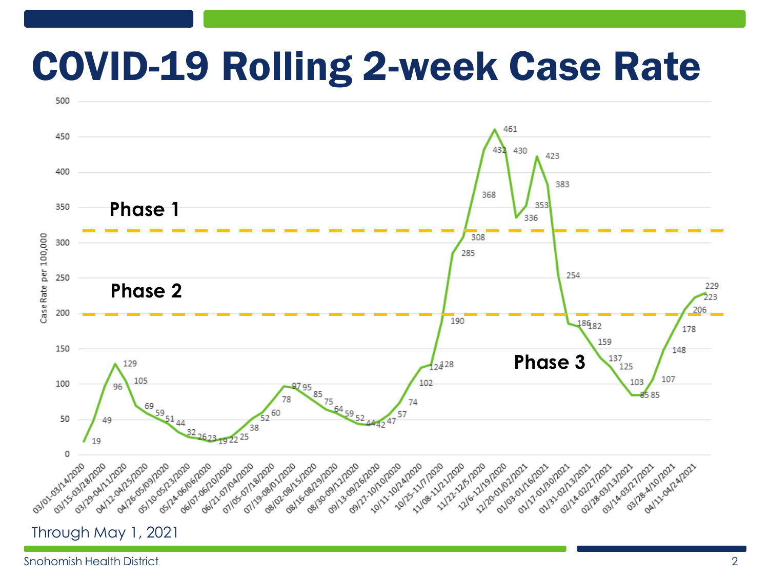# COVID-19 Rolling 2-week Case Rate

Case Rate per 100,000

500
450
400
350
300
250
200
150
100
50
0

Phase 1

Phase 2

Phase 3

19
49
96
129
105
69
59
51
44
32
26
23
19
22
25
38
52
60
78
97
95
85
75
64
59
52
44
42
47
57
74
102
124
128
190
285
308
368
432
461
430
336
353
423
383
254
186
182
159
137
125
103
85
85
107
148
178
206
223
229

03/01-03/14/2020
03/15-03/28/2020
03/29-04/11/2020
04/12-04/25/2020
04/26-05/09/2020
05/10-05/23/2020
05/24-06/06/2020
06/07-06/20/2020
06/21-07/04/2020
07/05-07/18/2020
07/19-08/01/2020
08/02-08/15/2020
08/16-08/29/2020
08/30-09/12/2020
09/13-09/26/2020
09/27-10/10/2020
10/11-10/24/2020
10/25-11/7/2020
11/08-11/21/2020
11/22-12/5/2020
12/6-12/19/2020
12/20-01/02/2021
01/03-01/16/2021
01/17-01/30/2021
01/31-02/13/2021
02/14-02/27/2021
02/28-03/13/2021
03/14-03/27/2021
03/28-4/10/2021
04/11-04/24/2021

Through May 1, 2021

Snohomish Health District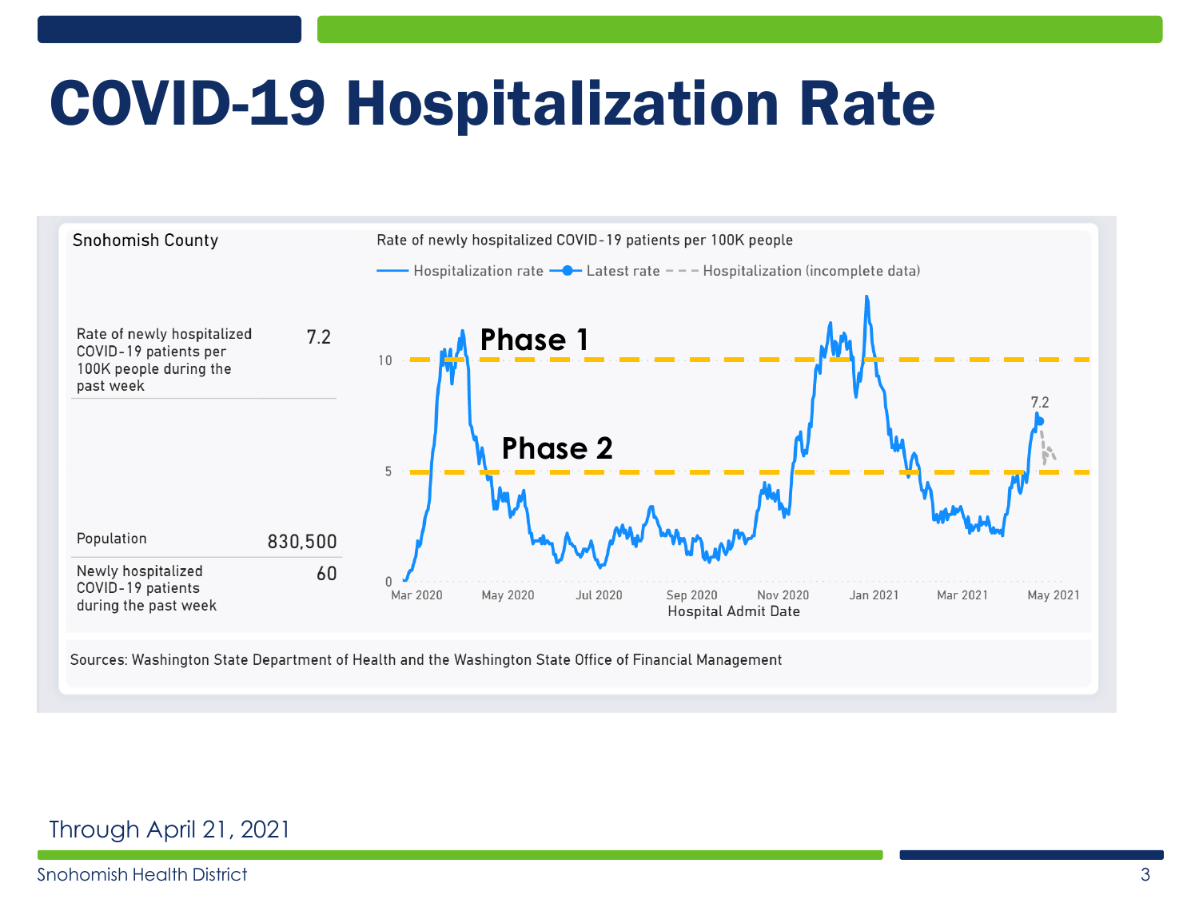# COVID-19 Hospitalization Rate

Snohomish County

Rate of newly hospitalized COVID-19 patients per 100K people during the past week 7.2

Population 830,500

Newly hospitalized COVID-19 patients during the past week 60

Rate of newly hospitalized COVID-19 patients per 100K people

Hospitalization rate
Latest rate
Hospitalization (incomplete data)

Phase 1

Phase 2

7.2

10

5

0

Mar 2020
May 2020
Jul 2020
Sep 2020
Nov 2020
Jan 2021
Mar 2021
May 2021

Hospital Admit Date

Sources: Washington State Department of Health and the Washington State Office of Financial Management

Through April 21, 2021

Snohomish Health District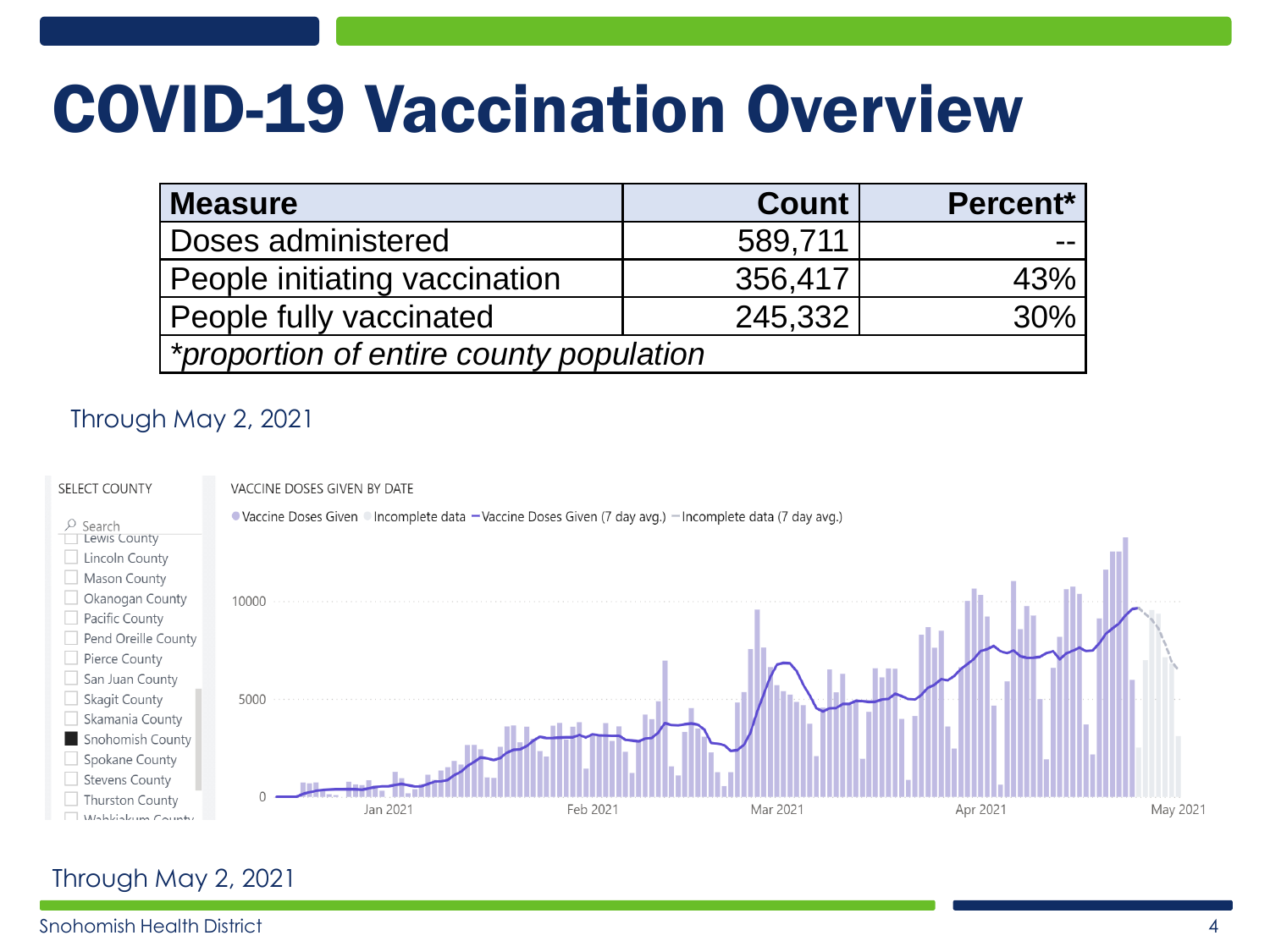# COVID-19 Vaccination Overview

| Measure | Count | Percent* |
|---|---|---|
| Doses administered | 589,711 | -- |
| People initiating vaccination | 356,417 | 43% |
| People fully vaccinated | 245,332 | 30% |
| *proportion of entire county population | | |

Through May 2, 2021

SELECT COUNTY

Search

Lewis County
Lincoln County
Mason County
Okanogan County
Pacific County
Pend Oreille County
Pierce County
San Juan County
Skagit County
Skamania County
Snohomish County
Spokane County
Stevens County
Thurston County
Wahkiakum County

VACCINE DOSES GIVEN BY DATE

Vaccine Doses Given · Incomplete data · Vaccine Doses Given (7 day avg.) · Incomplete data (7 day avg.)

10000
5000
0

Jan 2021
Feb 2021
Mar 2021
Apr 2021
May 2021

Through May 2, 2021

Snohomish Health District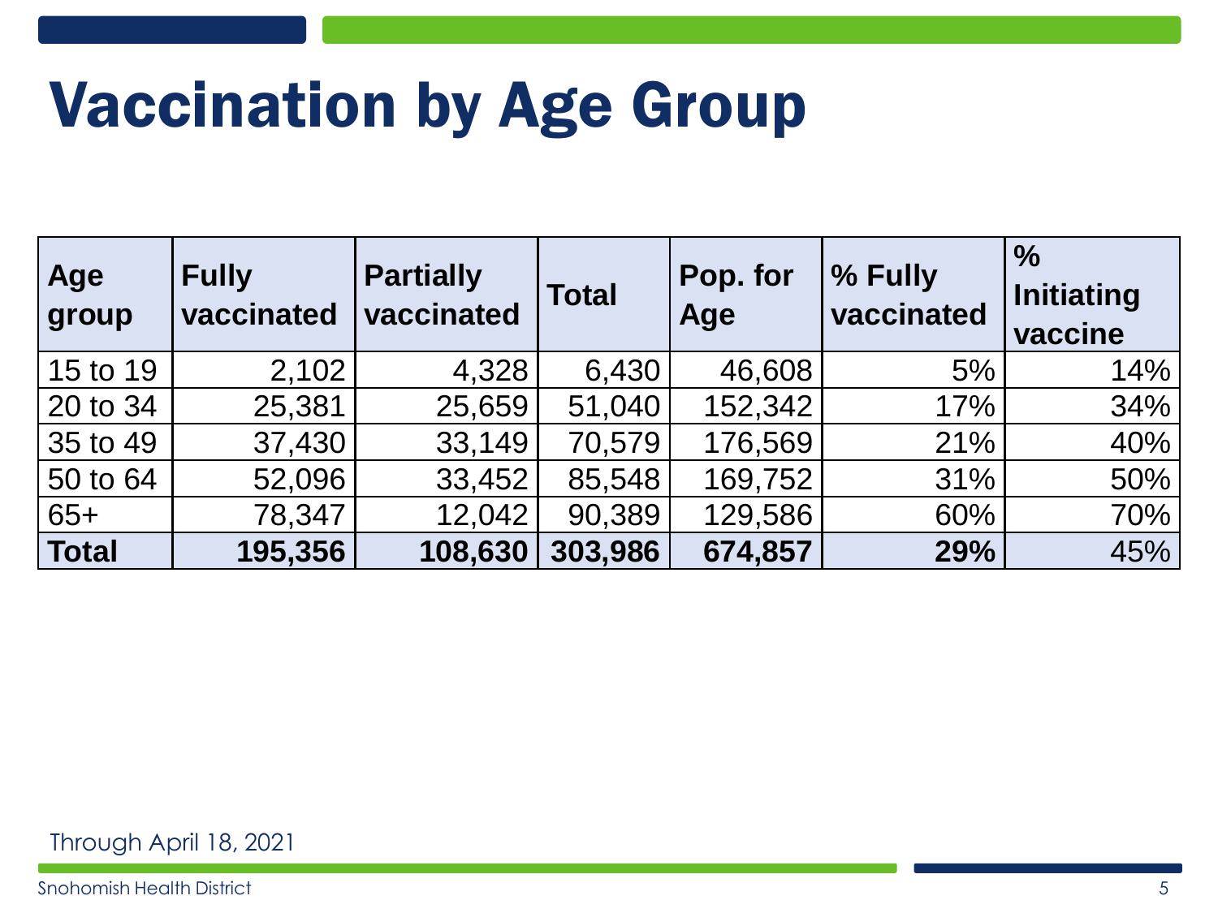# Vaccination by Age Group

| Age group | Fully vaccinated | Partially vaccinated | Total | Pop. for Age | % Fully vaccinated | % Initiating vaccine |
|---|---|---|---|---|---|---|
| 15 to 19 | 2,102 | 4,328 | 6,430 | 46,608 | 5% | 14% |
| 20 to 34 | 25,381 | 25,659 | 51,040 | 152,342 | 17% | 34% |
| 35 to 49 | 37,430 | 33,149 | 70,579 | 176,569 | 21% | 40% |
| 50 to 64 | 52,096 | 33,452 | 85,548 | 169,752 | 31% | 50% |
| 65+ | 78,347 | 12,042 | 90,389 | 129,586 | 60% | 70% |
| **Total** | **195,356** | **108,630** | **303,986** | **674,857** | **29%** | 45% |

Through April 18, 2021

Snohomish Health District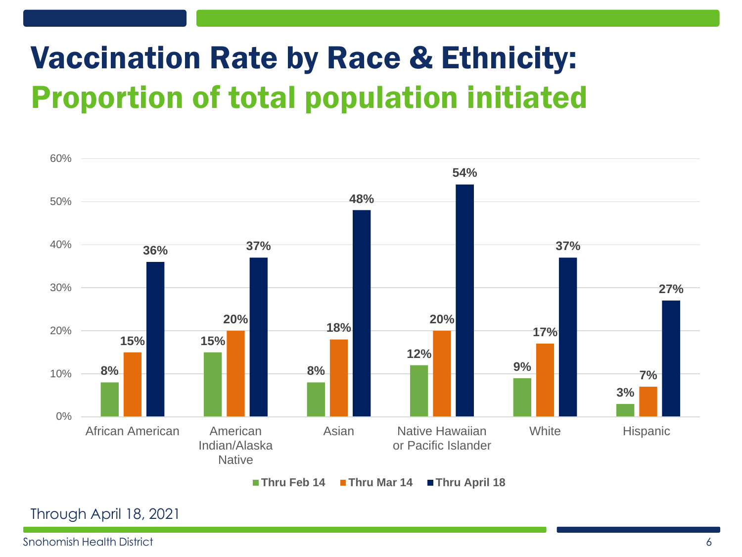# Vaccination Rate by Race & Ethnicity:

## Proportion of total population initiated

60%
50%
40%
30%
20%
10%
0%

African American: 8%, 15%, 36%
American Indian/Alaska Native: 15%, 20%, 37%
Asian: 8%, 18%, 48%
Native Hawaiian or Pacific Islander: 12%, 20%, 54%
White: 9%, 17%, 37%
Hispanic: 3%, 7%, 27%

Thru Feb 14
Thru Mar 14
Thru April 18

Through April 18, 2021

Snohomish Health District